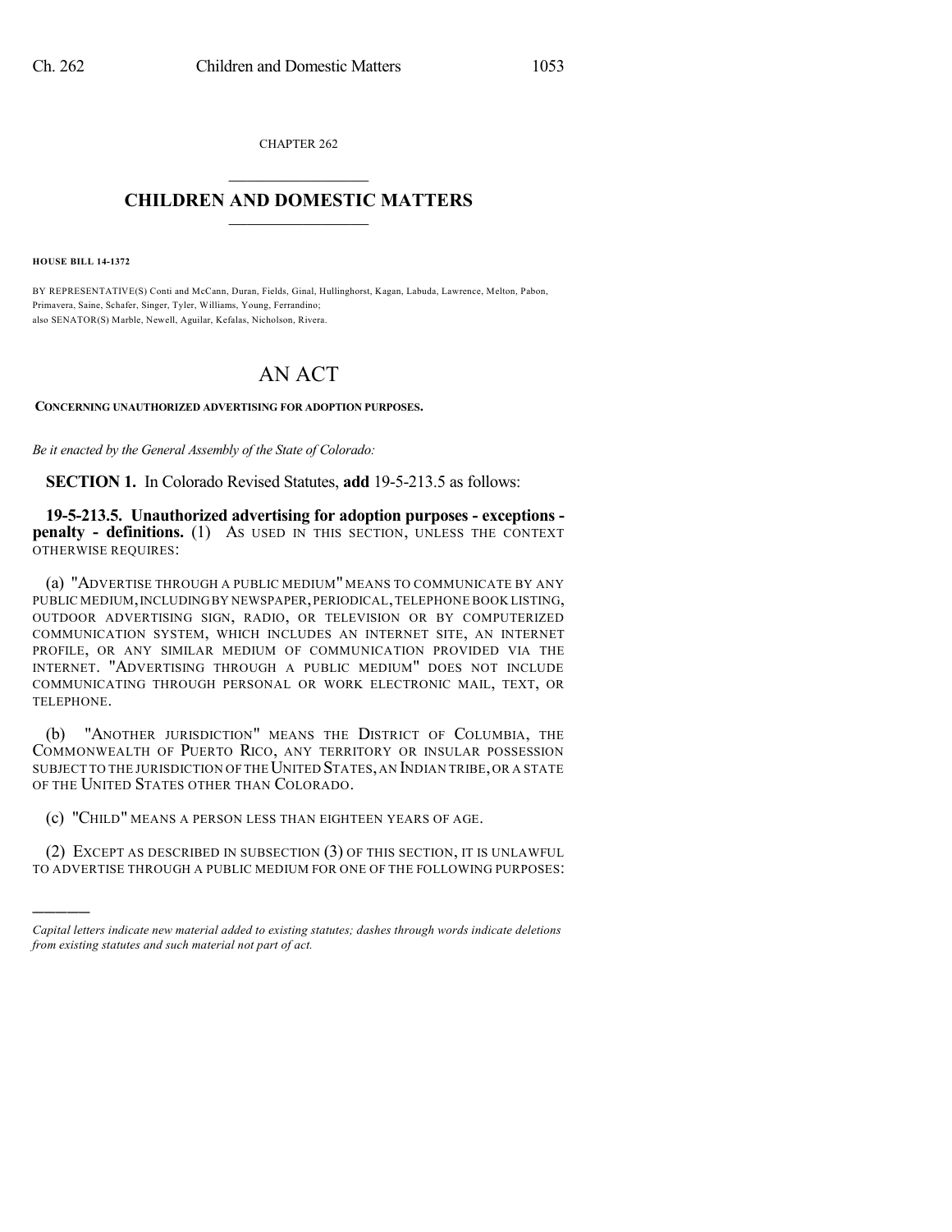CHAPTER 262

# CHILDREN AND DOMESTIC MATTERS

**HOUSE BILL 14-1372**

BY REPRESENTATIVE(S) Conti and McCann, Duran, Fields, Ginal, Hullinghorst, Kagan, Labuda, Lawrence, Melton, Pabon, Primavera, Saine, Schafer, Singer, Tyler, Williams, Young, Ferrandino;
also SENATOR(S) Marble, Newell, Aguilar, Kefalas, Nicholson, Rivera.

# AN ACT

**CONCERNING UNAUTHORIZED ADVERTISING FOR ADOPTION PURPOSES.**

*Be it enacted by the General Assembly of the State of Colorado:*

**SECTION 1.** In Colorado Revised Statutes, **add** 19-5-213.5 as follows:

**19-5-213.5. Unauthorized advertising for adoption purposes - exceptions - penalty - definitions.** (1) AS USED IN THIS SECTION, UNLESS THE CONTEXT OTHERWISE REQUIRES:

(a) "ADVERTISE THROUGH A PUBLIC MEDIUM" MEANS TO COMMUNICATE BY ANY PUBLIC MEDIUM, INCLUDING BY NEWSPAPER, PERIODICAL, TELEPHONE BOOK LISTING, OUTDOOR ADVERTISING SIGN, RADIO, OR TELEVISION OR BY COMPUTERIZED COMMUNICATION SYSTEM, WHICH INCLUDES AN INTERNET SITE, AN INTERNET PROFILE, OR ANY SIMILAR MEDIUM OF COMMUNICATION PROVIDED VIA THE INTERNET. "ADVERTISING THROUGH A PUBLIC MEDIUM" DOES NOT INCLUDE COMMUNICATING THROUGH PERSONAL OR WORK ELECTRONIC MAIL, TEXT, OR TELEPHONE.

(b) "ANOTHER JURISDICTION" MEANS THE DISTRICT OF COLUMBIA, THE COMMONWEALTH OF PUERTO RICO, ANY TERRITORY OR INSULAR POSSESSION SUBJECT TO THE JURISDICTION OF THE UNITED STATES, AN INDIAN TRIBE, OR A STATE OF THE UNITED STATES OTHER THAN COLORADO.

(c) "CHILD" MEANS A PERSON LESS THAN EIGHTEEN YEARS OF AGE.

(2) EXCEPT AS DESCRIBED IN SUBSECTION (3) OF THIS SECTION, IT IS UNLAWFUL TO ADVERTISE THROUGH A PUBLIC MEDIUM FOR ONE OF THE FOLLOWING PURPOSES:

*Capital letters indicate new material added to existing statutes; dashes through words indicate deletions from existing statutes and such material not part of act.*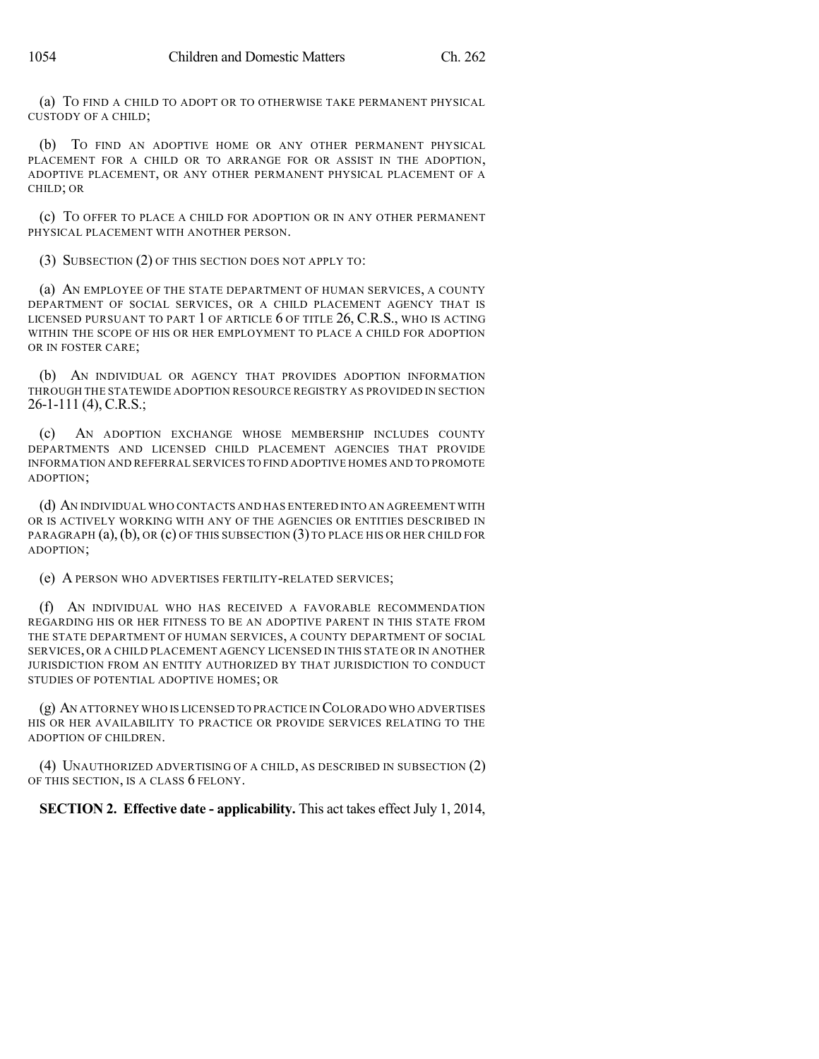(a) TO FIND A CHILD TO ADOPT OR TO OTHERWISE TAKE PERMANENT PHYSICAL CUSTODY OF A CHILD;

(b) TO FIND AN ADOPTIVE HOME OR ANY OTHER PERMANENT PHYSICAL PLACEMENT FOR A CHILD OR TO ARRANGE FOR OR ASSIST IN THE ADOPTION, ADOPTIVE PLACEMENT, OR ANY OTHER PERMANENT PHYSICAL PLACEMENT OF A CHILD; OR

(c) TO OFFER TO PLACE A CHILD FOR ADOPTION OR IN ANY OTHER PERMANENT PHYSICAL PLACEMENT WITH ANOTHER PERSON.

(3) SUBSECTION (2) OF THIS SECTION DOES NOT APPLY TO:

(a) AN EMPLOYEE OF THE STATE DEPARTMENT OF HUMAN SERVICES, A COUNTY DEPARTMENT OF SOCIAL SERVICES, OR A CHILD PLACEMENT AGENCY THAT IS LICENSED PURSUANT TO PART 1 OF ARTICLE 6 OF TITLE 26, C.R.S., WHO IS ACTING WITHIN THE SCOPE OF HIS OR HER EMPLOYMENT TO PLACE A CHILD FOR ADOPTION OR IN FOSTER CARE;

(b) AN INDIVIDUAL OR AGENCY THAT PROVIDES ADOPTION INFORMATION THROUGH THE STATEWIDE ADOPTION RESOURCE REGISTRY AS PROVIDED IN SECTION 26-1-111 (4), C.R.S.;

(c) AN ADOPTION EXCHANGE WHOSE MEMBERSHIP INCLUDES COUNTY DEPARTMENTS AND LICENSED CHILD PLACEMENT AGENCIES THAT PROVIDE INFORMATION AND REFERRAL SERVICES TO FIND ADOPTIVE HOMES AND TO PROMOTE ADOPTION;

(d) AN INDIVIDUAL WHO CONTACTS AND HAS ENTERED INTO AN AGREEMENT WITH OR IS ACTIVELY WORKING WITH ANY OF THE AGENCIES OR ENTITIES DESCRIBED IN PARAGRAPH (a), (b), OR (c) OF THIS SUBSECTION (3) TO PLACE HIS OR HER CHILD FOR ADOPTION;

(e) A PERSON WHO ADVERTISES FERTILITY-RELATED SERVICES;

(f) AN INDIVIDUAL WHO HAS RECEIVED A FAVORABLE RECOMMENDATION REGARDING HIS OR HER FITNESS TO BE AN ADOPTIVE PARENT IN THIS STATE FROM THE STATE DEPARTMENT OF HUMAN SERVICES, A COUNTY DEPARTMENT OF SOCIAL SERVICES, OR A CHILD PLACEMENT AGENCY LICENSED IN THIS STATE OR IN ANOTHER JURISDICTION FROM AN ENTITY AUTHORIZED BY THAT JURISDICTION TO CONDUCT STUDIES OF POTENTIAL ADOPTIVE HOMES; OR

(g) AN ATTORNEY WHO IS LICENSED TO PRACTICE IN COLORADO WHO ADVERTISES HIS OR HER AVAILABILITY TO PRACTICE OR PROVIDE SERVICES RELATING TO THE ADOPTION OF CHILDREN.

(4) UNAUTHORIZED ADVERTISING OF A CHILD, AS DESCRIBED IN SUBSECTION (2) OF THIS SECTION, IS A CLASS 6 FELONY.

**SECTION 2. Effective date - applicability.** This act takes effect July 1, 2014,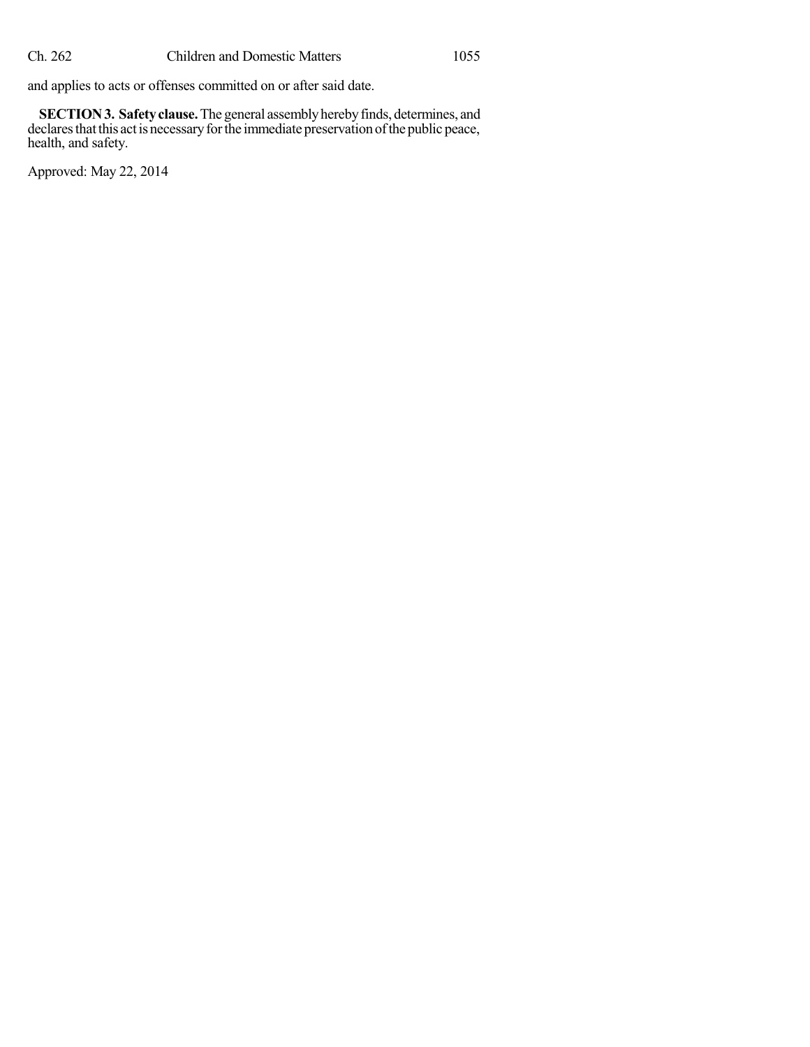and applies to acts or offenses committed on or after said date.

**SECTION 3. Safety clause.** The general assembly hereby finds, determines, and declares that this act is necessary for the immediate preservation of the public peace, health, and safety.

Approved: May 22, 2014